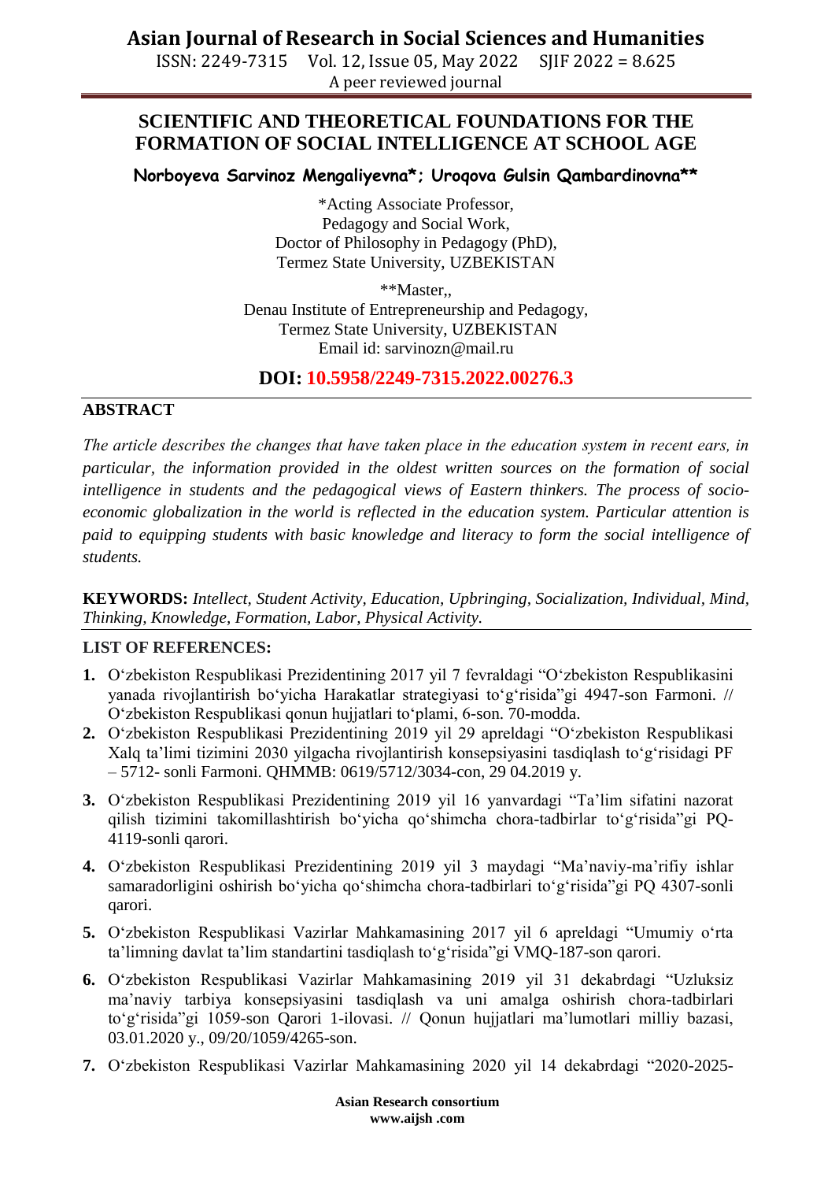# SCIENTIFIC AND THEORETICAL FOUNDATIONS FOR THE FORMATION OF SOCIAL INTELLIGENCE AT SCHOOL AGE

**Norboyeva Sarvinoz Mengaliyevna*; Uroqova Gulsin Qambardinovna****

*Acting Associate Professor,
Pedagogy and Social Work,
Doctor of Philosophy in Pedagogy (PhD),
Termez State University, UZBEKISTAN

**Master,,
Denau Institute of Entrepreneurship and Pedagogy,
Termez State University, UZBEKISTAN
Email id: sarvinozn@mail.ru

**DOI: 10.5958/2249-7315.2022.00276.3**

## ABSTRACT

*The article describes the changes that have taken place in the education system in recent ears, in particular, the information provided in the oldest written sources on the formation of social intelligence in students and the pedagogical views of Eastern thinkers. The process of socio-economic globalization in the world is reflected in the education system. Particular attention is paid to equipping students with basic knowledge and literacy to form the social intelligence of students.*

**KEYWORDS:** *Intellect, Student Activity, Education, Upbringing, Socialization, Individual, Mind, Thinking, Knowledge, Formation, Labor, Physical Activity.*

## LIST OF REFERENCES:

1. O'zbekiston Respublikasi Prezidentining 2017 yil 7 fevraldagi "O'zbekiston Respublikasini yanada rivojlantirish bo'yicha Harakatlar strategiyasi to'g'risida"gi 4947-son Farmoni. // O'zbekiston Respublikasi qonun hujjatlari to'plami, 6-son. 70-modda.
2. O'zbekiston Respublikasi Prezidentining 2019 yil 29 apreldagi "O'zbekiston Respublikasi Xalq ta'limi tizimini 2030 yilgacha rivojlantirish konsepsiyasini tasdiqlash to'g'risidagi PF – 5712- sonli Farmoni. QHMMB: 0619/5712/3034-con, 29 04.2019 y.
3. O'zbekiston Respublikasi Prezidentining 2019 yil 16 yanvardagi "Ta'lim sifatini nazorat qilish tizimini takomillashtirish bo'yicha qo'shimcha chora-tadbirlar to'g'risida"gi PQ-4119-sonli qarori.
4. O'zbekiston Respublikasi Prezidentining 2019 yil 3 maydagi "Ma'naviy-ma'rifiy ishlar samaradorligini oshirish bo'yicha qo'shimcha chora-tadbirlari to'g'risida"gi PQ 4307-sonli qarori.
5. O'zbekiston Respublikasi Vazirlar Mahkamasining 2017 yil 6 apreldagi "Umumiy o'rta ta'limning davlat ta'lim standartini tasdiqlash to'g'risida"gi VMQ-187-son qarori.
6. O'zbekiston Respublikasi Vazirlar Mahkamasining 2019 yil 31 dekabrdagi "Uzluksiz ma'naviy tarbiya konsepsiyasini tasdiqlash va uni amalga oshirish chora-tadbirlari to'g'risida"gi 1059-son Qarori 1-ilovasi. // Qonun hujjatlari ma'lumotlari milliy bazasi, 03.01.2020 y., 09/20/1059/4265-son.
7. O'zbekiston Respublikasi Vazirlar Mahkamasining 2020 yil 14 dekabrdagi "2020-2025-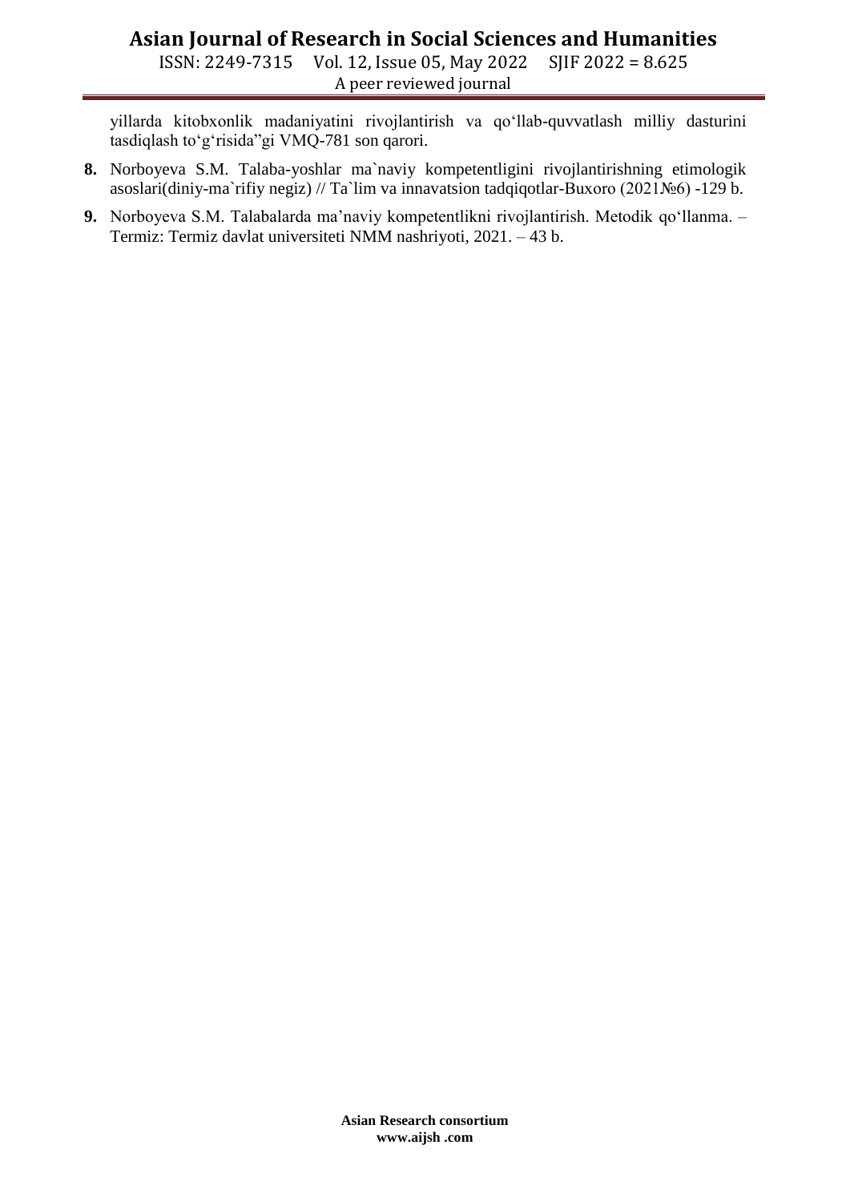yillarda kitobxonlik madaniyatini rivojlantirish va qo'llab-quvvatlash milliy dasturini tasdiqlash to'g'risida"gi VMQ-781 son qarori.

**8.** Norboyeva S.M. Talaba-yoshlar ma`naviy kompetentligini rivojlantirishning etimologik asoslari(diniy-ma`rifiy negiz) // Ta`lim va innavatsion tadqiqotlar-Buxoro (2021№6) -129 b.

**9.** Norboyeva S.M. Talabalarda ma'naviy kompetentlikni rivojlantirish. Metodik qo'llanma. – Termiz: Termiz davlat universiteti NMM nashriyoti, 2021. – 43 b.